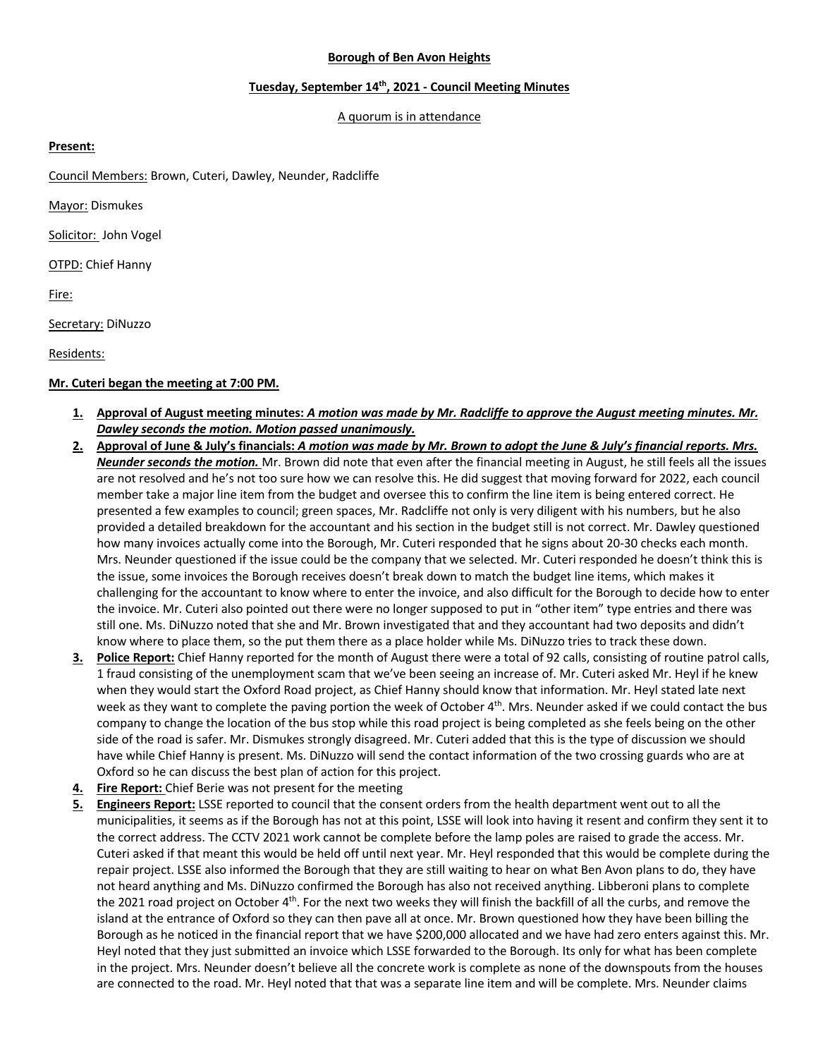**Borough of Ben Avon Heights**

**Tuesday, September 14th, 2021 - Council Meeting Minutes**

A quorum is in attendance

**Present:**

Council Members: Brown, Cuteri, Dawley, Neunder, Radcliffe

Mayor: Dismukes

Solicitor: John Vogel

OTPD: Chief Hanny

Fire:

Secretary: DiNuzzo

Residents:

**Mr. Cuteri began the meeting at 7:00 PM.**

1. **Approval of August meeting minutes:** ***A motion was made by Mr. Radcliffe to approve the August meeting minutes. Mr. Dawley seconds the motion. Motion passed unanimously.***
2. **Approval of June & July's financials:** ***A motion was made by Mr. Brown to adopt the June & July's financial reports. Mrs. Neunder seconds the motion.*** Mr. Brown did note that even after the financial meeting in August, he still feels all the issues are not resolved and he's not too sure how we can resolve this. He did suggest that moving forward for 2022, each council member take a major line item from the budget and oversee this to confirm the line item is being entered correct. He presented a few examples to council; green spaces, Mr. Radcliffe not only is very diligent with his numbers, but he also provided a detailed breakdown for the accountant and his section in the budget still is not correct. Mr. Dawley questioned how many invoices actually come into the Borough, Mr. Cuteri responded that he signs about 20-30 checks each month. Mrs. Neunder questioned if the issue could be the company that we selected. Mr. Cuteri responded he doesn't think this is the issue, some invoices the Borough receives doesn't break down to match the budget line items, which makes it challenging for the accountant to know where to enter the invoice, and also difficult for the Borough to decide how to enter the invoice. Mr. Cuteri also pointed out there were no longer supposed to put in "other item" type entries and there was still one. Ms. DiNuzzo noted that she and Mr. Brown investigated that and they accountant had two deposits and didn't know where to place them, so the put them there as a place holder while Ms. DiNuzzo tries to track these down.
3. **Police Report:** Chief Hanny reported for the month of August there were a total of 92 calls, consisting of routine patrol calls, 1 fraud consisting of the unemployment scam that we've been seeing an increase of. Mr. Cuteri asked Mr. Heyl if he knew when they would start the Oxford Road project, as Chief Hanny should know that information. Mr. Heyl stated late next week as they want to complete the paving portion the week of October 4th. Mrs. Neunder asked if we could contact the bus company to change the location of the bus stop while this road project is being completed as she feels being on the other side of the road is safer. Mr. Dismukes strongly disagreed. Mr. Cuteri added that this is the type of discussion we should have while Chief Hanny is present. Ms. DiNuzzo will send the contact information of the two crossing guards who are at Oxford so he can discuss the best plan of action for this project.
4. **Fire Report:** Chief Berie was not present for the meeting
5. **Engineers Report:** LSSE reported to council that the consent orders from the health department went out to all the municipalities, it seems as if the Borough has not at this point, LSSE will look into having it resent and confirm they sent it to the correct address. The CCTV 2021 work cannot be complete before the lamp poles are raised to grade the access. Mr. Cuteri asked if that meant this would be held off until next year. Mr. Heyl responded that this would be complete during the repair project. LSSE also informed the Borough that they are still waiting to hear on what Ben Avon plans to do, they have not heard anything and Ms. DiNuzzo confirmed the Borough has also not received anything. Libberoni plans to complete the 2021 road project on October 4th. For the next two weeks they will finish the backfill of all the curbs, and remove the island at the entrance of Oxford so they can then pave all at once. Mr. Brown questioned how they have been billing the Borough as he noticed in the financial report that we have $200,000 allocated and we have had zero enters against this. Mr. Heyl noted that they just submitted an invoice which LSSE forwarded to the Borough. Its only for what has been complete in the project. Mrs. Neunder doesn't believe all the concrete work is complete as none of the downspouts from the houses are connected to the road. Mr. Heyl noted that that was a separate line item and will be complete. Mrs. Neunder claims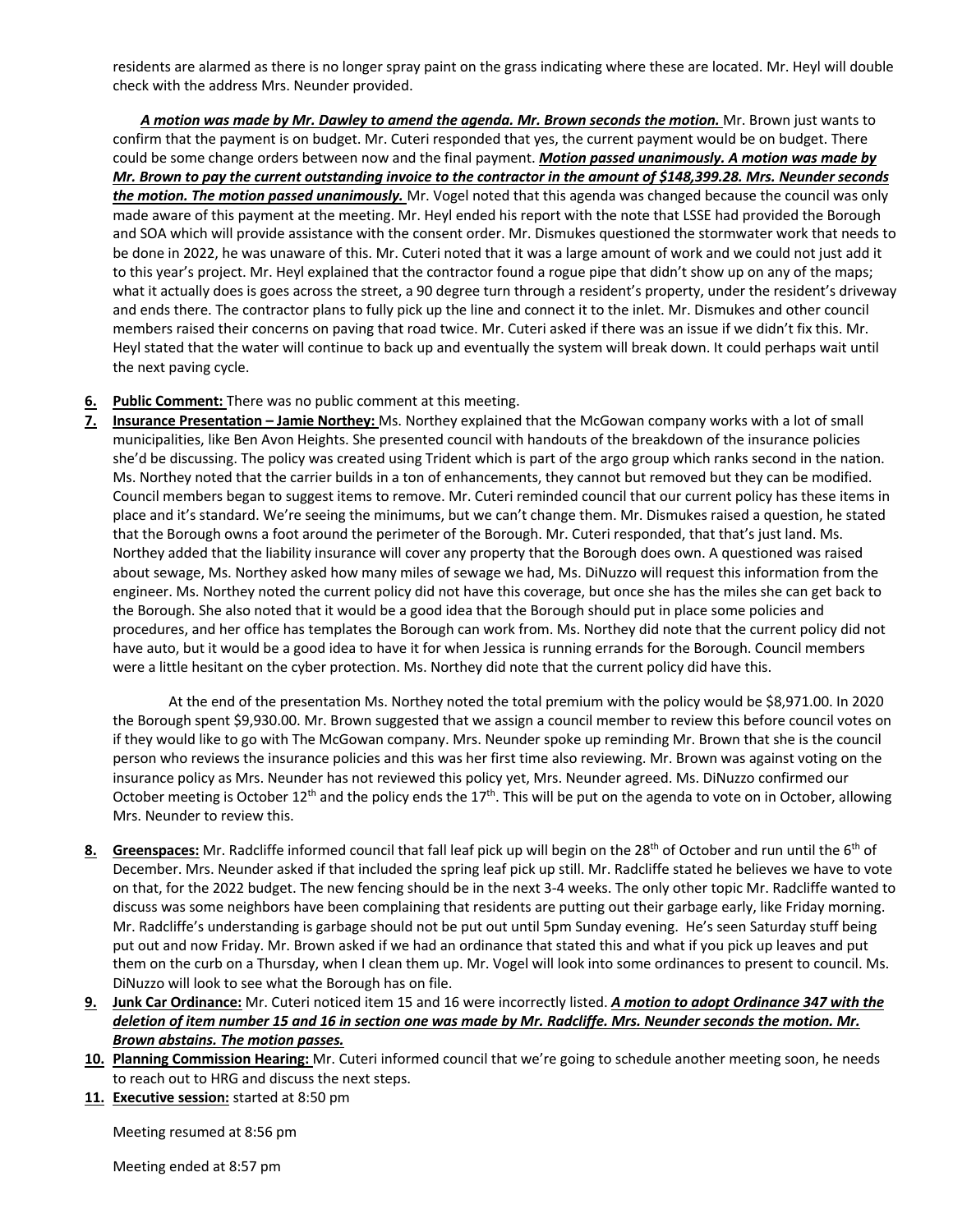residents are alarmed as there is no longer spray paint on the grass indicating where these are located. Mr. Heyl will double check with the address Mrs. Neunder provided.

***A motion was made by Mr. Dawley to amend the agenda. Mr. Brown seconds the motion.*** Mr. Brown just wants to confirm that the payment is on budget. Mr. Cuteri responded that yes, the current payment would be on budget. There could be some change orders between now and the final payment. ***Motion passed unanimously. A motion was made by Mr. Brown to pay the current outstanding invoice to the contractor in the amount of $148,399.28. Mrs. Neunder seconds the motion. The motion passed unanimously.*** Mr. Vogel noted that this agenda was changed because the council was only made aware of this payment at the meeting. Mr. Heyl ended his report with the note that LSSE had provided the Borough and SOA which will provide assistance with the consent order. Mr. Dismukes questioned the stormwater work that needs to be done in 2022, he was unaware of this. Mr. Cuteri noted that it was a large amount of work and we could not just add it to this year's project. Mr. Heyl explained that the contractor found a rogue pipe that didn't show up on any of the maps; what it actually does is goes across the street, a 90 degree turn through a resident's property, under the resident's driveway and ends there. The contractor plans to fully pick up the line and connect it to the inlet. Mr. Dismukes and other council members raised their concerns on paving that road twice. Mr. Cuteri asked if there was an issue if we didn't fix this. Mr. Heyl stated that the water will continue to back up and eventually the system will break down. It could perhaps wait until the next paving cycle.

6. **Public Comment:** There was no public comment at this meeting.
7. **Insurance Presentation – Jamie Northey:** Ms. Northey explained that the McGowan company works with a lot of small municipalities, like Ben Avon Heights. She presented council with handouts of the breakdown of the insurance policies she'd be discussing. The policy was created using Trident which is part of the argo group which ranks second in the nation. Ms. Northey noted that the carrier builds in a ton of enhancements, they cannot but removed but they can be modified. Council members began to suggest items to remove. Mr. Cuteri reminded council that our current policy has these items in place and it's standard. We're seeing the minimums, but we can't change them. Mr. Dismukes raised a question, he stated that the Borough owns a foot around the perimeter of the Borough. Mr. Cuteri responded, that that's just land. Ms. Northey added that the liability insurance will cover any property that the Borough does own. A questioned was raised about sewage, Ms. Northey asked how many miles of sewage we had, Ms. DiNuzzo will request this information from the engineer. Ms. Northey noted the current policy did not have this coverage, but once she has the miles she can get back to the Borough. She also noted that it would be a good idea that the Borough should put in place some policies and procedures, and her office has templates the Borough can work from. Ms. Northey did note that the current policy did not have auto, but it would be a good idea to have it for when Jessica is running errands for the Borough. Council members were a little hesitant on the cyber protection. Ms. Northey did note that the current policy did have this.

   At the end of the presentation Ms. Northey noted the total premium with the policy would be $8,971.00. In 2020 the Borough spent $9,930.00. Mr. Brown suggested that we assign a council member to review this before council votes on if they would like to go with The McGowan company. Mrs. Neunder spoke up reminding Mr. Brown that she is the council person who reviews the insurance policies and this was her first time also reviewing. Mr. Brown was against voting on the insurance policy as Mrs. Neunder has not reviewed this policy yet, Mrs. Neunder agreed. Ms. DiNuzzo confirmed our October meeting is October 12th and the policy ends the 17th. This will be put on the agenda to vote on in October, allowing Mrs. Neunder to review this.

8. **Greenspaces:** Mr. Radcliffe informed council that fall leaf pick up will begin on the 28th of October and run until the 6th of December. Mrs. Neunder asked if that included the spring leaf pick up still. Mr. Radcliffe stated he believes we have to vote on that, for the 2022 budget. The new fencing should be in the next 3-4 weeks. The only other topic Mr. Radcliffe wanted to discuss was some neighbors have been complaining that residents are putting out their garbage early, like Friday morning. Mr. Radcliffe's understanding is garbage should not be put out until 5pm Sunday evening. He's seen Saturday stuff being put out and now Friday. Mr. Brown asked if we had an ordinance that stated this and what if you pick up leaves and put them on the curb on a Thursday, when I clean them up. Mr. Vogel will look into some ordinances to present to council. Ms. DiNuzzo will look to see what the Borough has on file.
9. **Junk Car Ordinance:** Mr. Cuteri noticed item 15 and 16 were incorrectly listed. ***A motion to adopt Ordinance 347 with the deletion of item number 15 and 16 in section one was made by Mr. Radcliffe. Mrs. Neunder seconds the motion. Mr. Brown abstains. The motion passes.***
10. **Planning Commission Hearing:** Mr. Cuteri informed council that we're going to schedule another meeting soon, he needs to reach out to HRG and discuss the next steps.
11. **Executive session:** started at 8:50 pm

    Meeting resumed at 8:56 pm

    Meeting ended at 8:57 pm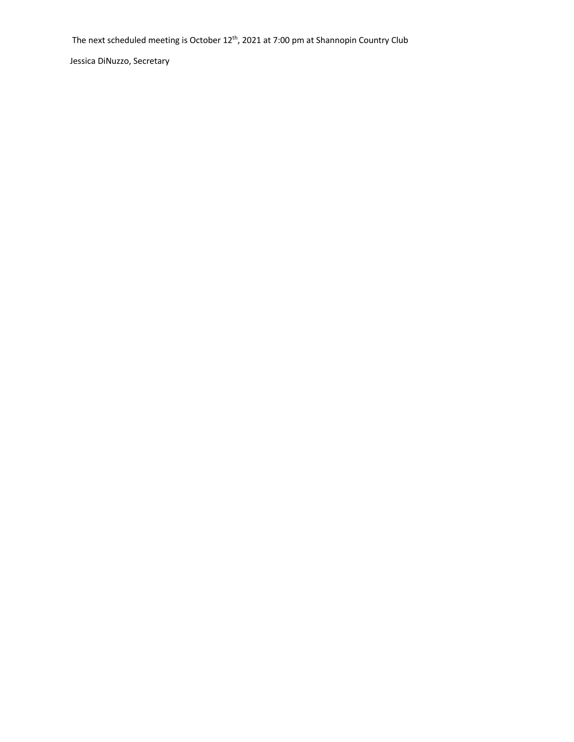The next scheduled meeting is October 12th, 2021 at 7:00 pm at Shannopin Country Club

Jessica DiNuzzo, Secretary